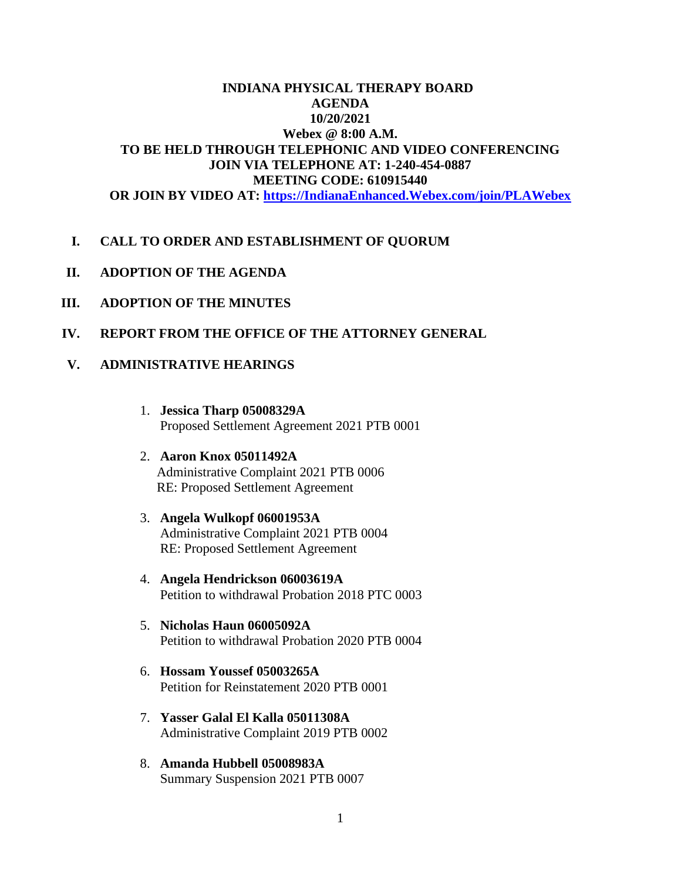**INDIANA PHYSICAL THERAPY BOARD**
**AGENDA**
**10/20/2021**
**Webex @ 8:00 A.M.**
**TO BE HELD THROUGH TELEPHONIC AND VIDEO CONFERENCING**
**JOIN VIA TELEPHONE AT: 1-240-454-0887**
**MEETING CODE: 610915440**
**OR JOIN BY VIDEO AT: https://IndianaEnhanced.Webex.com/join/PLAWebex**

- **I. CALL TO ORDER AND ESTABLISHMENT OF QUORUM**
- **II. ADOPTION OF THE AGENDA**
- **III. ADOPTION OF THE MINUTES**
- **IV. REPORT FROM THE OFFICE OF THE ATTORNEY GENERAL**
- **V. ADMINISTRATIVE HEARINGS**

1. **Jessica Tharp 05008329A**
   Proposed Settlement Agreement 2021 PTB 0001

2. **Aaron Knox 05011492A**
   Administrative Complaint 2021 PTB 0006
   RE: Proposed Settlement Agreement

3. **Angela Wulkopf 06001953A**
   Administrative Complaint 2021 PTB 0004
   RE: Proposed Settlement Agreement

4. **Angela Hendrickson 06003619A**
   Petition to withdrawal Probation 2018 PTC 0003

5. **Nicholas Haun 06005092A**
   Petition to withdrawal Probation 2020 PTB 0004

6. **Hossam Youssef 05003265A**
   Petition for Reinstatement 2020 PTB 0001

7. **Yasser Galal El Kalla 05011308A**
   Administrative Complaint 2019 PTB 0002

8. **Amanda Hubbell 05008983A**
   Summary Suspension 2021 PTB 0007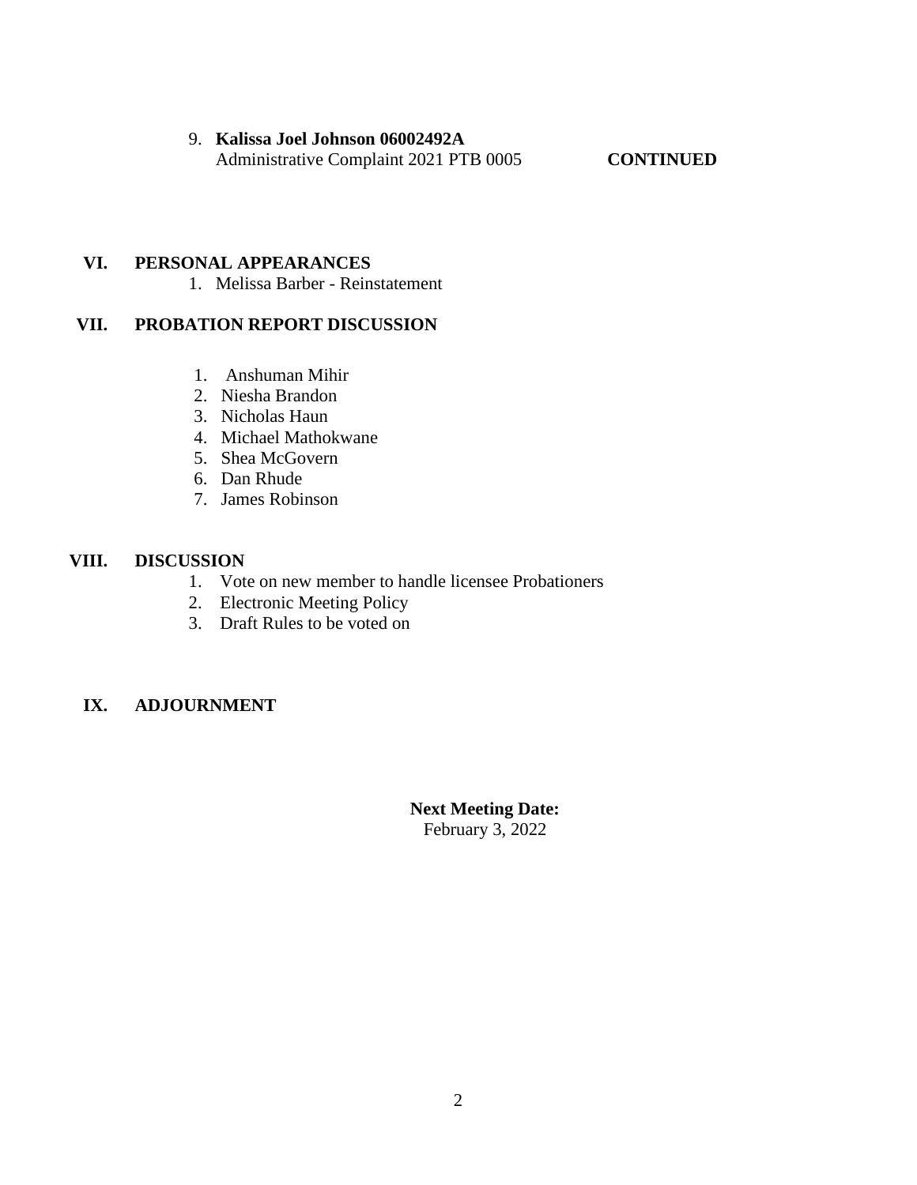9. **Kalissa Joel Johnson 06002492A**
   Administrative Complaint 2021 PTB 0005 **CONTINUED**

## VI. PERSONAL APPEARANCES

1. Melissa Barber - Reinstatement

## VII. PROBATION REPORT DISCUSSION

1. Anshuman Mihir
2. Niesha Brandon
3. Nicholas Haun
4. Michael Mathokwane
5. Shea McGovern
6. Dan Rhude
7. James Robinson

## VIII. DISCUSSION

1. Vote on new member to handle licensee Probationers
2. Electronic Meeting Policy
3. Draft Rules to be voted on

## IX. ADJOURNMENT

**Next Meeting Date:**
February 3, 2022